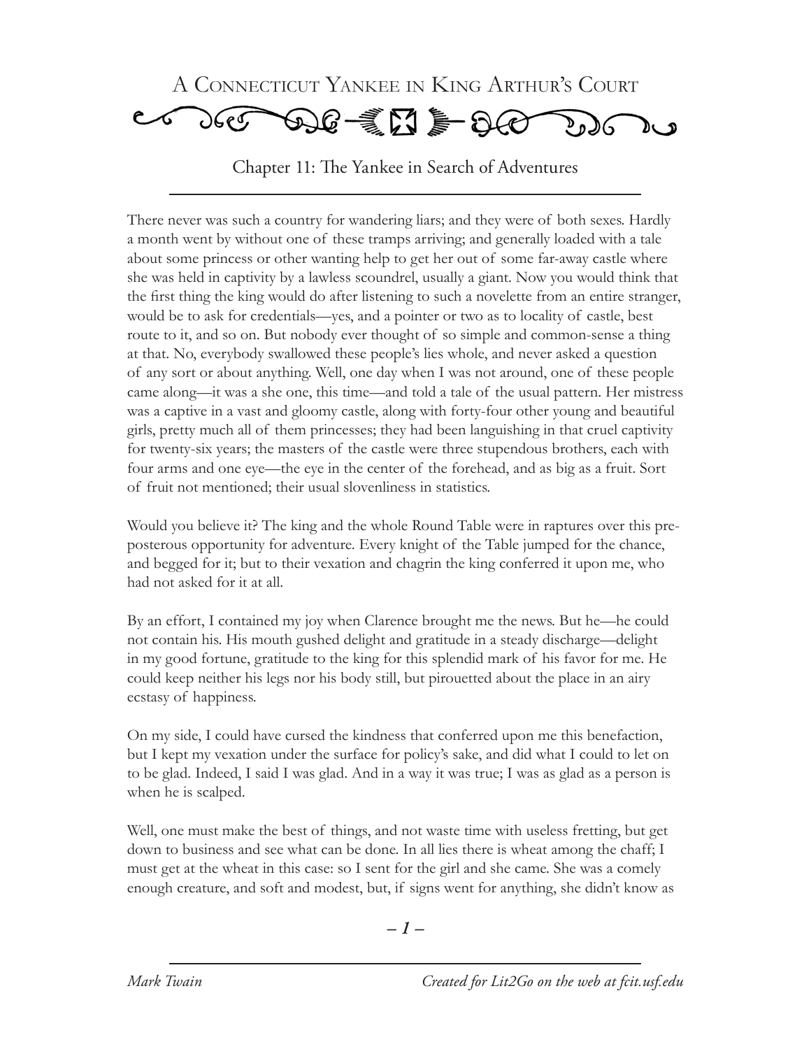# A Connecticut Yankee in King Arthur's Court

## Chapter 11: The Yankee in Search of Adventures

There never was such a country for wandering liars; and they were of both sexes. Hardly a month went by without one of these tramps arriving; and generally loaded with a tale about some princess or other wanting help to get her out of some far-away castle where she was held in captivity by a lawless scoundrel, usually a giant. Now you would think that the first thing the king would do after listening to such a novelette from an entire stranger, would be to ask for credentials—yes, and a pointer or two as to locality of castle, best route to it, and so on. But nobody ever thought of so simple and common-sense a thing at that. No, everybody swallowed these people's lies whole, and never asked a question of any sort or about anything. Well, one day when I was not around, one of these people came along—it was a she one, this time—and told a tale of the usual pattern. Her mistress was a captive in a vast and gloomy castle, along with forty-four other young and beautiful girls, pretty much all of them princesses; they had been languishing in that cruel captivity for twenty-six years; the masters of the castle were three stupendous brothers, each with four arms and one eye—the eye in the center of the forehead, and as big as a fruit. Sort of fruit not mentioned; their usual slovenliness in statistics.

Would you believe it? The king and the whole Round Table were in raptures over this preposterous opportunity for adventure. Every knight of the Table jumped for the chance, and begged for it; but to their vexation and chagrin the king conferred it upon me, who had not asked for it at all.

By an effort, I contained my joy when Clarence brought me the news. But he—he could not contain his. His mouth gushed delight and gratitude in a steady discharge—delight in my good fortune, gratitude to the king for this splendid mark of his favor for me. He could keep neither his legs nor his body still, but pirouetted about the place in an airy ecstasy of happiness.

On my side, I could have cursed the kindness that conferred upon me this benefaction, but I kept my vexation under the surface for policy's sake, and did what I could to let on to be glad. Indeed, I said I was glad. And in a way it was true; I was as glad as a person is when he is scalped.

Well, one must make the best of things, and not waste time with useless fretting, but get down to business and see what can be done. In all lies there is wheat among the chaff; I must get at the wheat in this case: so I sent for the girl and she came. She was a comely enough creature, and soft and modest, but, if signs went for anything, she didn't know as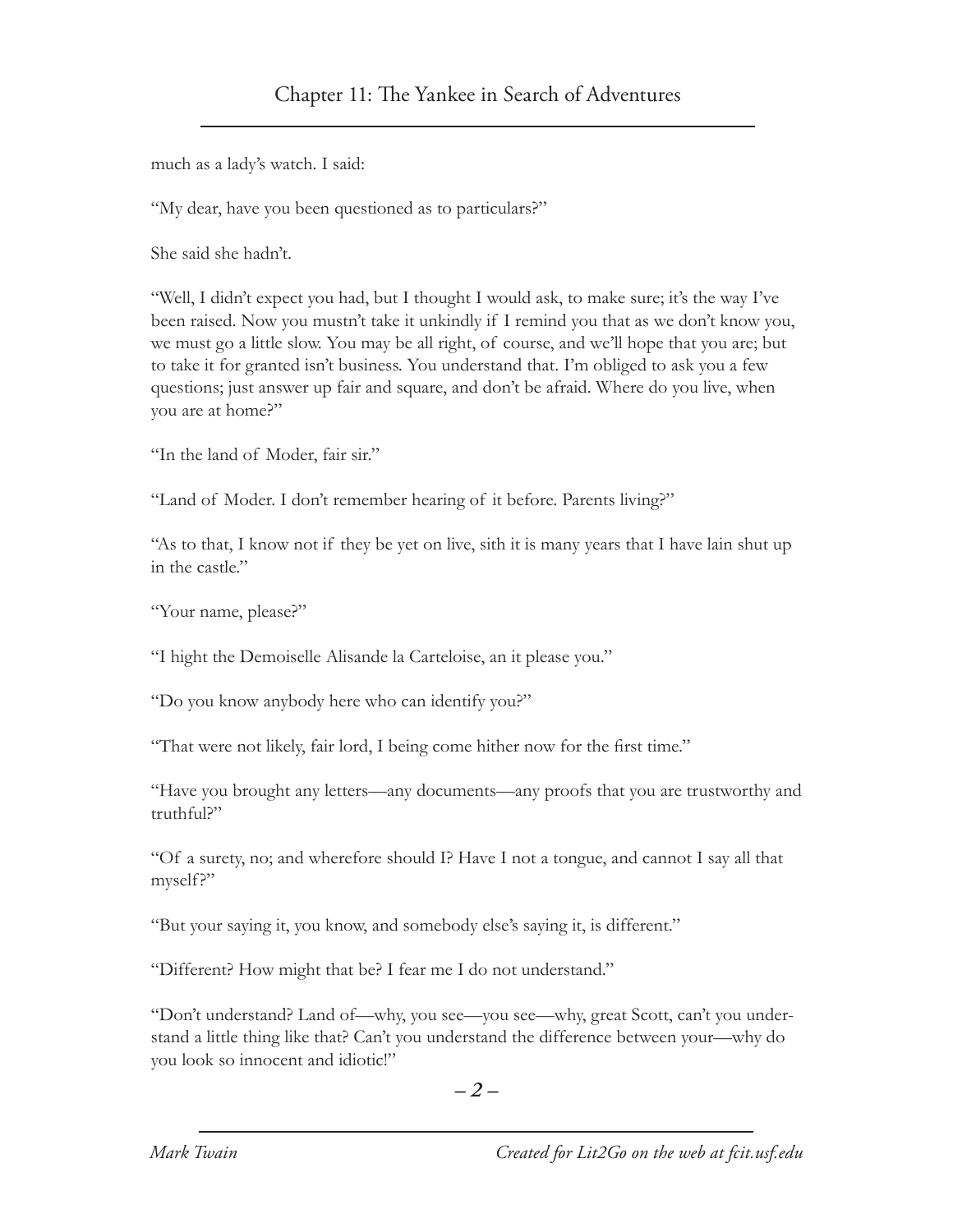much as a lady's watch. I said:

"My dear, have you been questioned as to particulars?"

She said she hadn't.

"Well, I didn't expect you had, but I thought I would ask, to make sure; it's the way I've been raised. Now you mustn't take it unkindly if I remind you that as we don't know you, we must go a little slow. You may be all right, of course, and we'll hope that you are; but to take it for granted isn't business. You understand that. I'm obliged to ask you a few questions; just answer up fair and square, and don't be afraid. Where do you live, when you are at home?"

"In the land of Moder, fair sir."

"Land of Moder. I don't remember hearing of it before. Parents living?"

"As to that, I know not if they be yet on live, sith it is many years that I have lain shut up in the castle."

"Your name, please?"

"I hight the Demoiselle Alisande la Carteloise, an it please you."

"Do you know anybody here who can identify you?"

"That were not likely, fair lord, I being come hither now for the first time."

"Have you brought any letters—any documents—any proofs that you are trustworthy and truthful?"

"Of a surety, no; and wherefore should I? Have I not a tongue, and cannot I say all that myself?"

"But your saying it, you know, and somebody else's saying it, is different."

"Different? How might that be? I fear me I do not understand."

"Don't understand? Land of—why, you see—you see—why, great Scott, can't you understand a little thing like that? Can't you understand the difference between your—why do you look so innocent and idiotic!"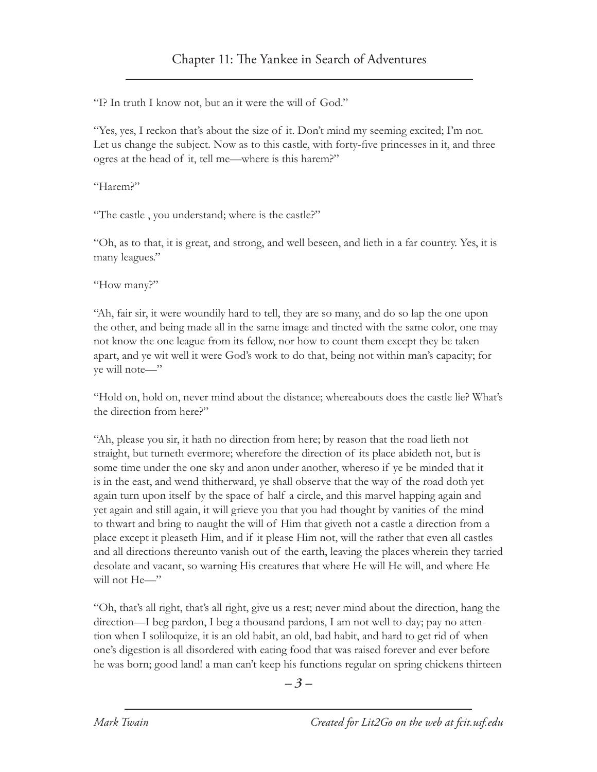"I? In truth I know not, but an it were the will of God."

"Yes, yes, I reckon that's about the size of it. Don't mind my seeming excited; I'm not. Let us change the subject. Now as to this castle, with forty-five princesses in it, and three ogres at the head of it, tell me—where is this harem?"

"Harem?"

"The castle , you understand; where is the castle?"

"Oh, as to that, it is great, and strong, and well beseen, and lieth in a far country. Yes, it is many leagues."

"How many?"

"Ah, fair sir, it were woundily hard to tell, they are so many, and do so lap the one upon the other, and being made all in the same image and tincted with the same color, one may not know the one league from its fellow, nor how to count them except they be taken apart, and ye wit well it were God's work to do that, being not within man's capacity; for ye will note—"

"Hold on, hold on, never mind about the distance; whereabouts does the castle lie? What's the direction from here?"

"Ah, please you sir, it hath no direction from here; by reason that the road lieth not straight, but turneth evermore; wherefore the direction of its place abideth not, but is some time under the one sky and anon under another, whereso if ye be minded that it is in the east, and wend thitherward, ye shall observe that the way of the road doth yet again turn upon itself by the space of half a circle, and this marvel happing again and yet again and still again, it will grieve you that you had thought by vanities of the mind to thwart and bring to naught the will of Him that giveth not a castle a direction from a place except it pleaseth Him, and if it please Him not, will the rather that even all castles and all directions thereunto vanish out of the earth, leaving the places wherein they tarried desolate and vacant, so warning His creatures that where He will He will, and where He will not He—"

"Oh, that's all right, that's all right, give us a rest; never mind about the direction, hang the direction—I beg pardon, I beg a thousand pardons, I am not well to-day; pay no attention when I soliloquize, it is an old habit, an old, bad habit, and hard to get rid of when one's digestion is all disordered with eating food that was raised forever and ever before he was born; good land! a man can't keep his functions regular on spring chickens thirteen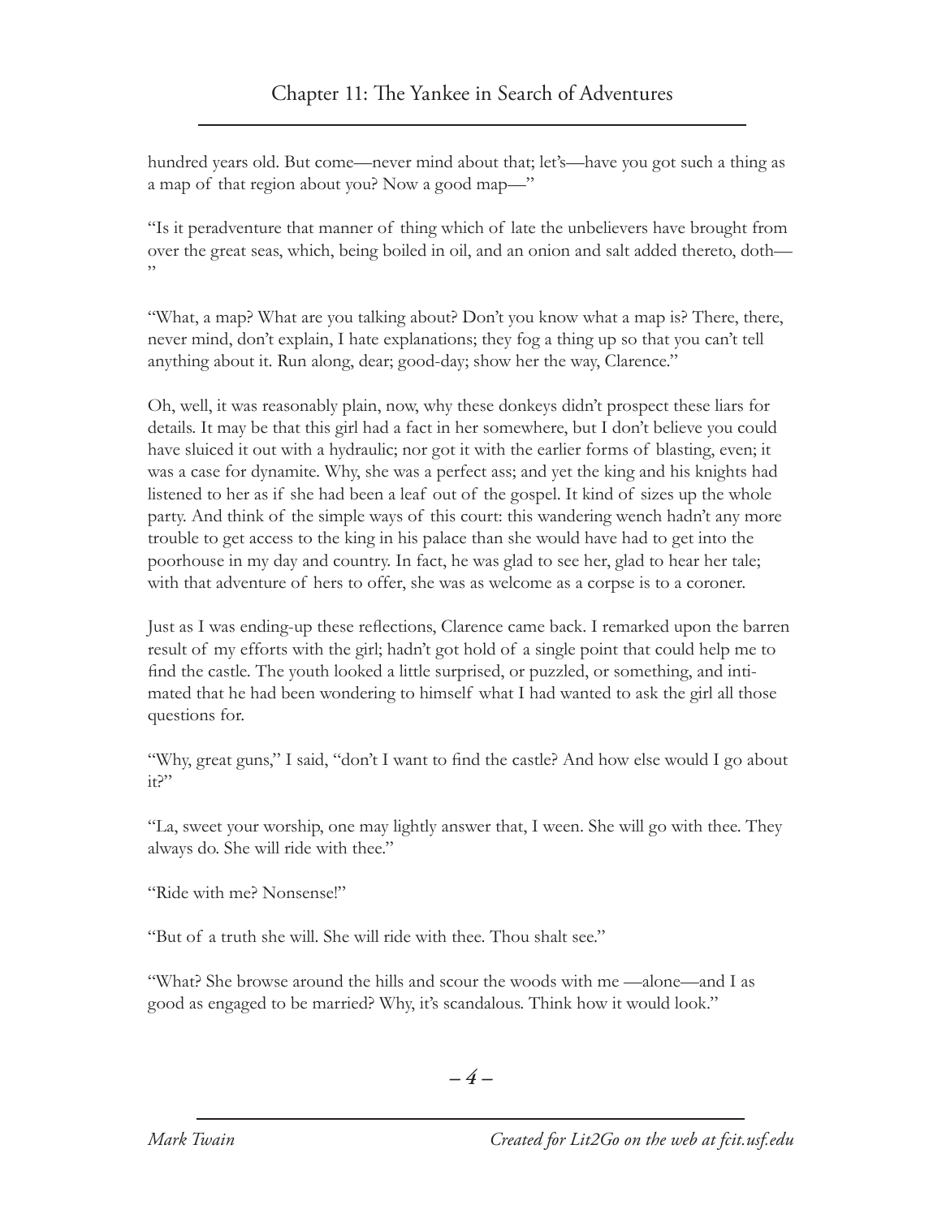hundred years old. But come—never mind about that; let's—have you got such a thing as a map of that region about you? Now a good map—"

"Is it peradventure that manner of thing which of late the unbelievers have brought from over the great seas, which, being boiled in oil, and an onion and salt added thereto, doth—"

"What, a map? What are you talking about? Don't you know what a map is? There, there, never mind, don't explain, I hate explanations; they fog a thing up so that you can't tell anything about it. Run along, dear; good-day; show her the way, Clarence."

Oh, well, it was reasonably plain, now, why these donkeys didn't prospect these liars for details. It may be that this girl had a fact in her somewhere, but I don't believe you could have sluiced it out with a hydraulic; nor got it with the earlier forms of blasting, even; it was a case for dynamite. Why, she was a perfect ass; and yet the king and his knights had listened to her as if she had been a leaf out of the gospel. It kind of sizes up the whole party. And think of the simple ways of this court: this wandering wench hadn't any more trouble to get access to the king in his palace than she would have had to get into the poorhouse in my day and country. In fact, he was glad to see her, glad to hear her tale; with that adventure of hers to offer, she was as welcome as a corpse is to a coroner.

Just as I was ending-up these reflections, Clarence came back. I remarked upon the barren result of my efforts with the girl; hadn't got hold of a single point that could help me to find the castle. The youth looked a little surprised, or puzzled, or something, and intimated that he had been wondering to himself what I had wanted to ask the girl all those questions for.

"Why, great guns," I said, "don't I want to find the castle? And how else would I go about it?"

"La, sweet your worship, one may lightly answer that, I ween. She will go with thee. They always do. She will ride with thee."

"Ride with me? Nonsense!"

"But of a truth she will. She will ride with thee. Thou shalt see."

"What? She browse around the hills and scour the woods with me —alone—and I as good as engaged to be married? Why, it's scandalous. Think how it would look."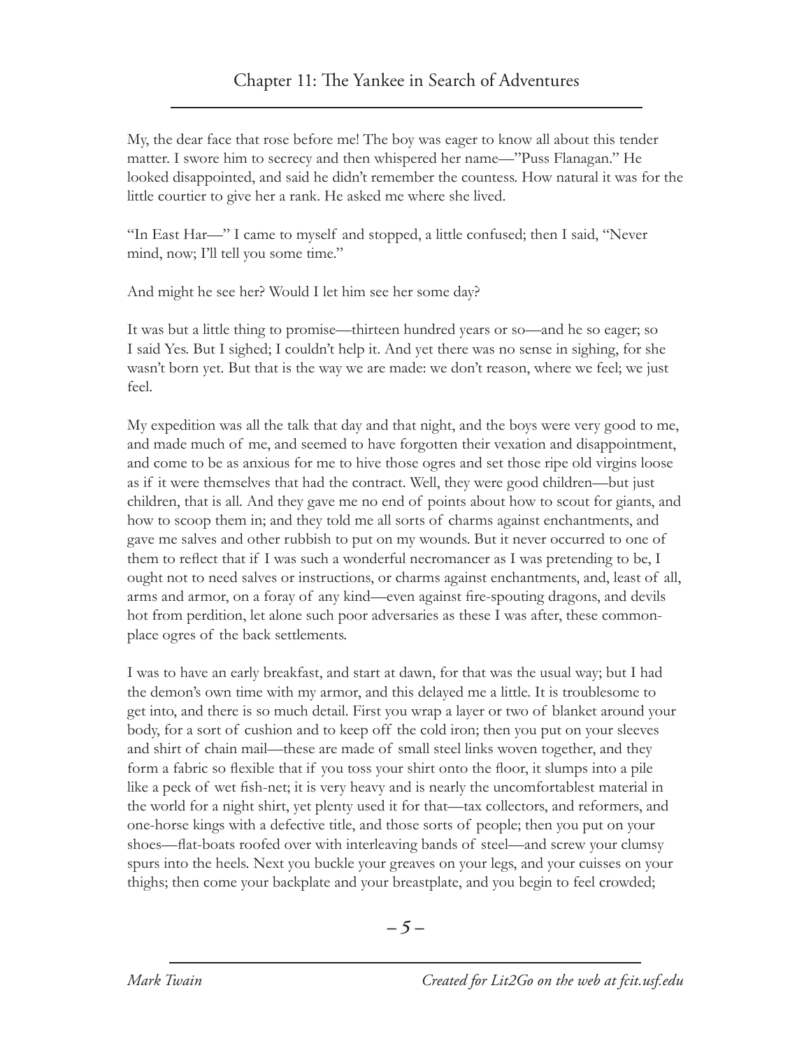My, the dear face that rose before me! The boy was eager to know all about this tender matter. I swore him to secrecy and then whispered her name—"Puss Flanagan." He looked disappointed, and said he didn't remember the countess. How natural it was for the little courtier to give her a rank. He asked me where she lived.

"In East Har—" I came to myself and stopped, a little confused; then I said, "Never mind, now; I'll tell you some time."

And might he see her? Would I let him see her some day?

It was but a little thing to promise—thirteen hundred years or so—and he so eager; so I said Yes. But I sighed; I couldn't help it. And yet there was no sense in sighing, for she wasn't born yet. But that is the way we are made: we don't reason, where we feel; we just feel.

My expedition was all the talk that day and that night, and the boys were very good to me, and made much of me, and seemed to have forgotten their vexation and disappointment, and come to be as anxious for me to hive those ogres and set those ripe old virgins loose as if it were themselves that had the contract. Well, they were good children—but just children, that is all. And they gave me no end of points about how to scout for giants, and how to scoop them in; and they told me all sorts of charms against enchantments, and gave me salves and other rubbish to put on my wounds. But it never occurred to one of them to reflect that if I was such a wonderful necromancer as I was pretending to be, I ought not to need salves or instructions, or charms against enchantments, and, least of all, arms and armor, on a foray of any kind—even against fire-spouting dragons, and devils hot from perdition, let alone such poor adversaries as these I was after, these commonplace ogres of the back settlements.

I was to have an early breakfast, and start at dawn, for that was the usual way; but I had the demon's own time with my armor, and this delayed me a little. It is troublesome to get into, and there is so much detail. First you wrap a layer or two of blanket around your body, for a sort of cushion and to keep off the cold iron; then you put on your sleeves and shirt of chain mail—these are made of small steel links woven together, and they form a fabric so flexible that if you toss your shirt onto the floor, it slumps into a pile like a peck of wet fish-net; it is very heavy and is nearly the uncomfortablest material in the world for a night shirt, yet plenty used it for that—tax collectors, and reformers, and one-horse kings with a defective title, and those sorts of people; then you put on your shoes—flat-boats roofed over with interleaving bands of steel—and screw your clumsy spurs into the heels. Next you buckle your greaves on your legs, and your cuisses on your thighs; then come your backplate and your breastplate, and you begin to feel crowded;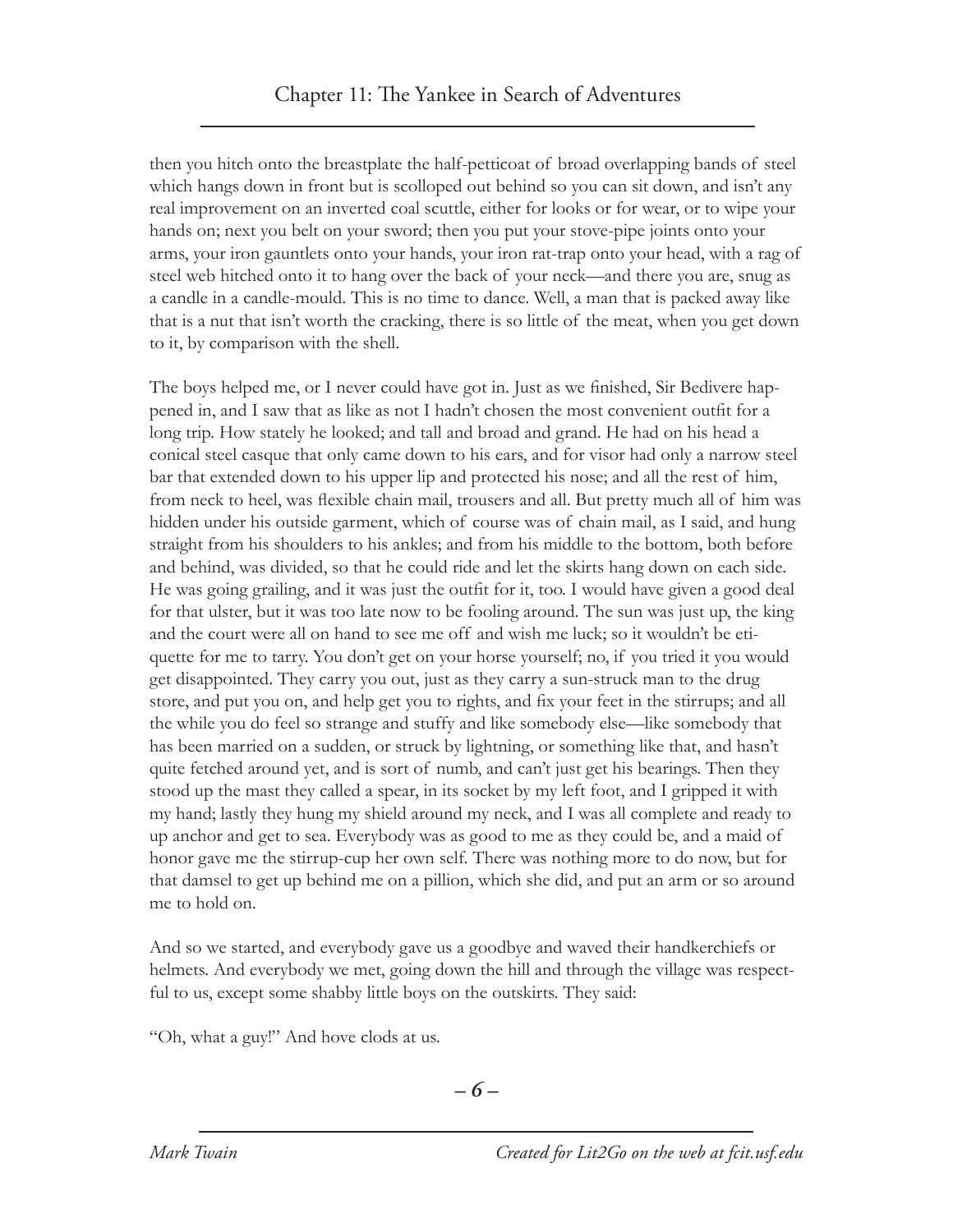then you hitch onto the breastplate the half-petticoat of broad overlapping bands of steel which hangs down in front but is scolloped out behind so you can sit down, and isn't any real improvement on an inverted coal scuttle, either for looks or for wear, or to wipe your hands on; next you belt on your sword; then you put your stove-pipe joints onto your arms, your iron gauntlets onto your hands, your iron rat-trap onto your head, with a rag of steel web hitched onto it to hang over the back of your neck—and there you are, snug as a candle in a candle-mould. This is no time to dance. Well, a man that is packed away like that is a nut that isn't worth the cracking, there is so little of the meat, when you get down to it, by comparison with the shell.

The boys helped me, or I never could have got in. Just as we finished, Sir Bedivere happened in, and I saw that as like as not I hadn't chosen the most convenient outfit for a long trip. How stately he looked; and tall and broad and grand. He had on his head a conical steel casque that only came down to his ears, and for visor had only a narrow steel bar that extended down to his upper lip and protected his nose; and all the rest of him, from neck to heel, was flexible chain mail, trousers and all. But pretty much all of him was hidden under his outside garment, which of course was of chain mail, as I said, and hung straight from his shoulders to his ankles; and from his middle to the bottom, both before and behind, was divided, so that he could ride and let the skirts hang down on each side. He was going grailing, and it was just the outfit for it, too. I would have given a good deal for that ulster, but it was too late now to be fooling around. The sun was just up, the king and the court were all on hand to see me off and wish me luck; so it wouldn't be etiquette for me to tarry. You don't get on your horse yourself; no, if you tried it you would get disappointed. They carry you out, just as they carry a sun-struck man to the drug store, and put you on, and help get you to rights, and fix your feet in the stirrups; and all the while you do feel so strange and stuffy and like somebody else—like somebody that has been married on a sudden, or struck by lightning, or something like that, and hasn't quite fetched around yet, and is sort of numb, and can't just get his bearings. Then they stood up the mast they called a spear, in its socket by my left foot, and I gripped it with my hand; lastly they hung my shield around my neck, and I was all complete and ready to up anchor and get to sea. Everybody was as good to me as they could be, and a maid of honor gave me the stirrup-cup her own self. There was nothing more to do now, but for that damsel to get up behind me on a pillion, which she did, and put an arm or so around me to hold on.

And so we started, and everybody gave us a goodbye and waved their handkerchiefs or helmets. And everybody we met, going down the hill and through the village was respectful to us, except some shabby little boys on the outskirts. They said:

"Oh, what a guy!" And hove clods at us.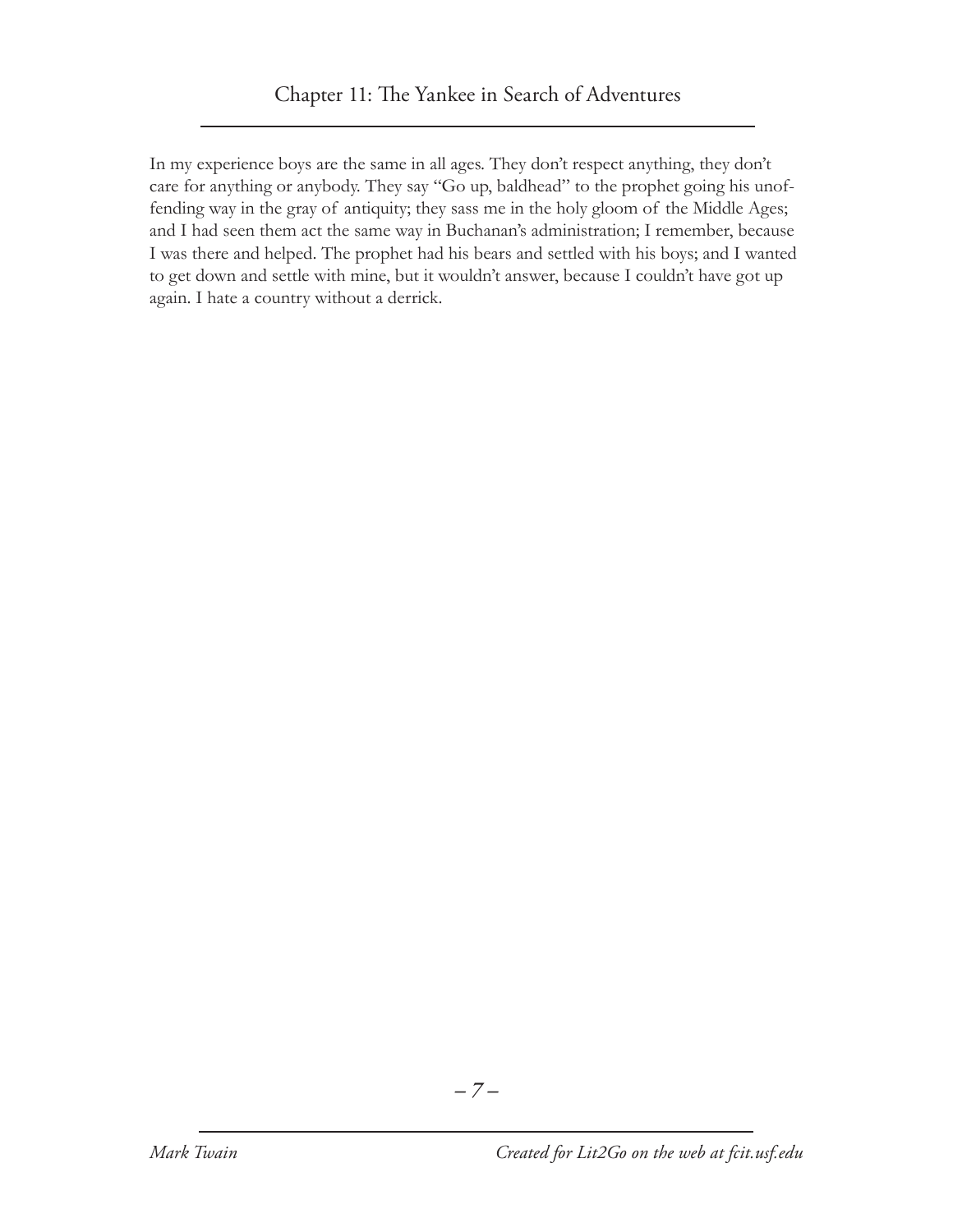## Chapter 11: The Yankee in Search of Adventures

In my experience boys are the same in all ages. They don't respect anything, they don't care for anything or anybody. They say "Go up, baldhead" to the prophet going his unoffending way in the gray of antiquity; they sass me in the holy gloom of the Middle Ages; and I had seen them act the same way in Buchanan's administration; I remember, because I was there and helped. The prophet had his bears and settled with his boys; and I wanted to get down and settle with mine, but it wouldn't answer, because I couldn't have got up again. I hate a country without a derrick.